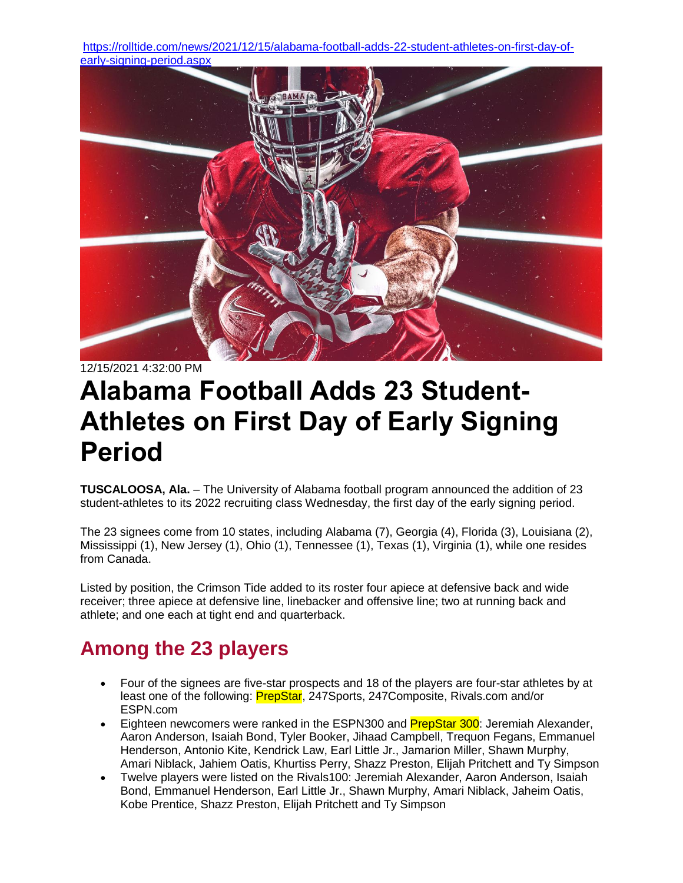https://rolltide.com/news/2021/12/15/alabama-football-adds-22-student-athletes-on-first-day-of-early-signing-period.aspx

12/15/2021 4:32:00 PM

# Alabama Football Adds 23 Student-Athletes on First Day of Early Signing Period

**TUSCALOOSA, Ala.** – The University of Alabama football program announced the addition of 23 student-athletes to its 2022 recruiting class Wednesday, the first day of the early signing period.

The 23 signees come from 10 states, including Alabama (7), Georgia (4), Florida (3), Louisiana (2), Mississippi (1), New Jersey (1), Ohio (1), Tennessee (1), Texas (1), Virginia (1), while one resides from Canada.

Listed by position, the Crimson Tide added to its roster four apiece at defensive back and wide receiver; three apiece at defensive line, linebacker and offensive line; two at running back and athlete; and one each at tight end and quarterback.

## Among the 23 players

- Four of the signees are five-star prospects and 18 of the players are four-star athletes by at least one of the following: PrepStar, 247Sports, 247Composite, Rivals.com and/or ESPN.com
- Eighteen newcomers were ranked in the ESPN300 and PrepStar 300: Jeremiah Alexander, Aaron Anderson, Isaiah Bond, Tyler Booker, Jihaad Campbell, Trequon Fegans, Emmanuel Henderson, Antonio Kite, Kendrick Law, Earl Little Jr., Jamarion Miller, Shawn Murphy, Amari Niblack, Jahiem Oatis, Khurtiss Perry, Shazz Preston, Elijah Pritchett and Ty Simpson
- Twelve players were listed on the Rivals100: Jeremiah Alexander, Aaron Anderson, Isaiah Bond, Emmanuel Henderson, Earl Little Jr., Shawn Murphy, Amari Niblack, Jaheim Oatis, Kobe Prentice, Shazz Preston, Elijah Pritchett and Ty Simpson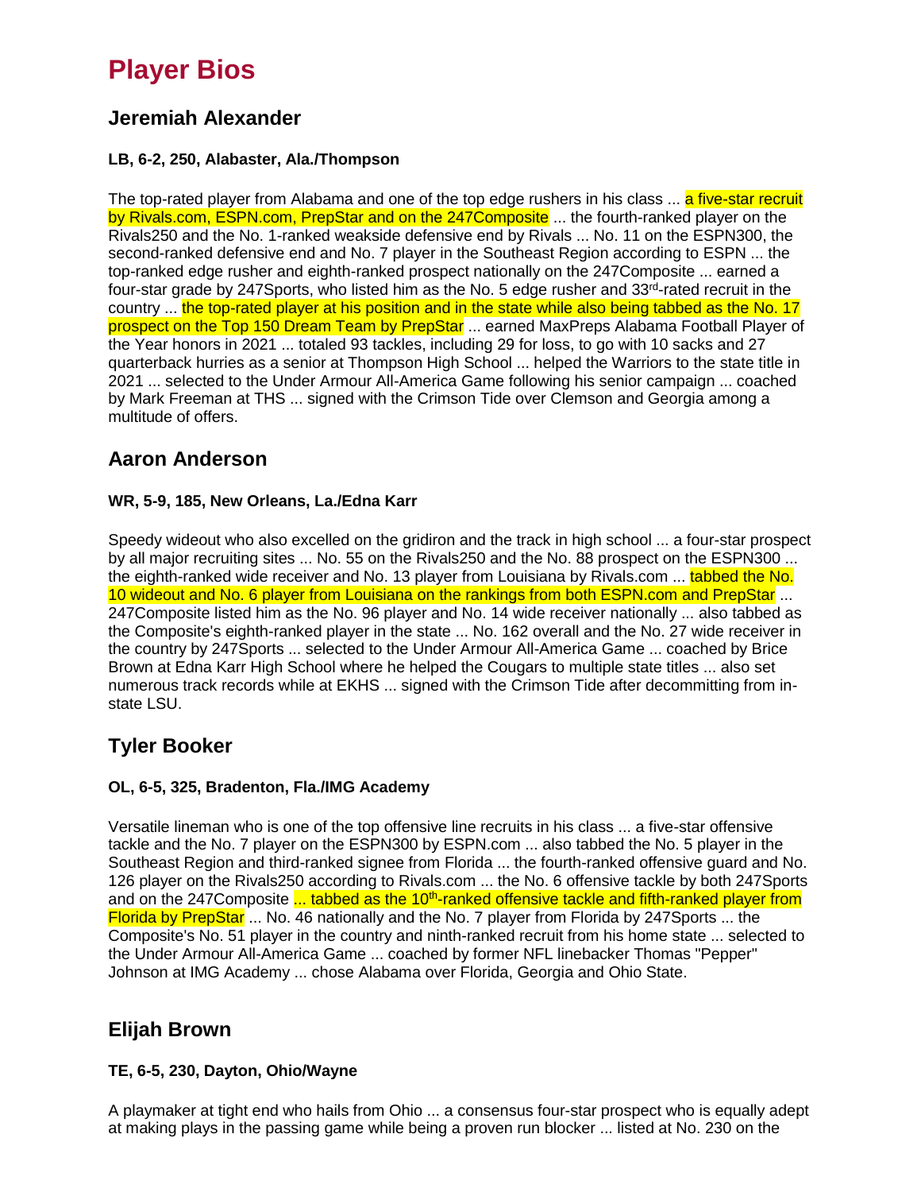# Player Bios

## Jeremiah Alexander

**LB, 6-2, 250, Alabaster, Ala./Thompson**

The top-rated player from Alabama and one of the top edge rushers in his class ... a five-star recruit by Rivals.com, ESPN.com, PrepStar and on the 247Composite ... the fourth-ranked player on the Rivals250 and the No. 1-ranked weakside defensive end by Rivals ... No. 11 on the ESPN300, the second-ranked defensive end and No. 7 player in the Southeast Region according to ESPN ... the top-ranked edge rusher and eighth-ranked prospect nationally on the 247Composite ... earned a four-star grade by 247Sports, who listed him as the No. 5 edge rusher and 33rd-rated recruit in the country ... the top-rated player at his position and in the state while also being tabbed as the No. 17 prospect on the Top 150 Dream Team by PrepStar ... earned MaxPreps Alabama Football Player of the Year honors in 2021 ... totaled 93 tackles, including 29 for loss, to go with 10 sacks and 27 quarterback hurries as a senior at Thompson High School ... helped the Warriors to the state title in 2021 ... selected to the Under Armour All-America Game following his senior campaign ... coached by Mark Freeman at THS ... signed with the Crimson Tide over Clemson and Georgia among a multitude of offers.

## Aaron Anderson

**WR, 5-9, 185, New Orleans, La./Edna Karr**

Speedy wideout who also excelled on the gridiron and the track in high school ... a four-star prospect by all major recruiting sites ... No. 55 on the Rivals250 and the No. 88 prospect on the ESPN300 ... the eighth-ranked wide receiver and No. 13 player from Louisiana by Rivals.com ... tabbed the No. 10 wideout and No. 6 player from Louisiana on the rankings from both ESPN.com and PrepStar ... 247Composite listed him as the No. 96 player and No. 14 wide receiver nationally ... also tabbed as the Composite's eighth-ranked player in the state ... No. 162 overall and the No. 27 wide receiver in the country by 247Sports ... selected to the Under Armour All-America Game ... coached by Brice Brown at Edna Karr High School where he helped the Cougars to multiple state titles ... also set numerous track records while at EKHS ... signed with the Crimson Tide after decommitting from in-state LSU.

## Tyler Booker

**OL, 6-5, 325, Bradenton, Fla./IMG Academy**

Versatile lineman who is one of the top offensive line recruits in his class ... a five-star offensive tackle and the No. 7 player on the ESPN300 by ESPN.com ... also tabbed the No. 5 player in the Southeast Region and third-ranked signee from Florida ... the fourth-ranked offensive guard and No. 126 player on the Rivals250 according to Rivals.com ... the No. 6 offensive tackle by both 247Sports and on the 247Composite ... tabbed as the 10th-ranked offensive tackle and fifth-ranked player from Florida by PrepStar ... No. 46 nationally and the No. 7 player from Florida by 247Sports ... the Composite's No. 51 player in the country and ninth-ranked recruit from his home state ... selected to the Under Armour All-America Game ... coached by former NFL linebacker Thomas "Pepper" Johnson at IMG Academy ... chose Alabama over Florida, Georgia and Ohio State.

## Elijah Brown

**TE, 6-5, 230, Dayton, Ohio/Wayne**

A playmaker at tight end who hails from Ohio ... a consensus four-star prospect who is equally adept at making plays in the passing game while being a proven run blocker ... listed at No. 230 on the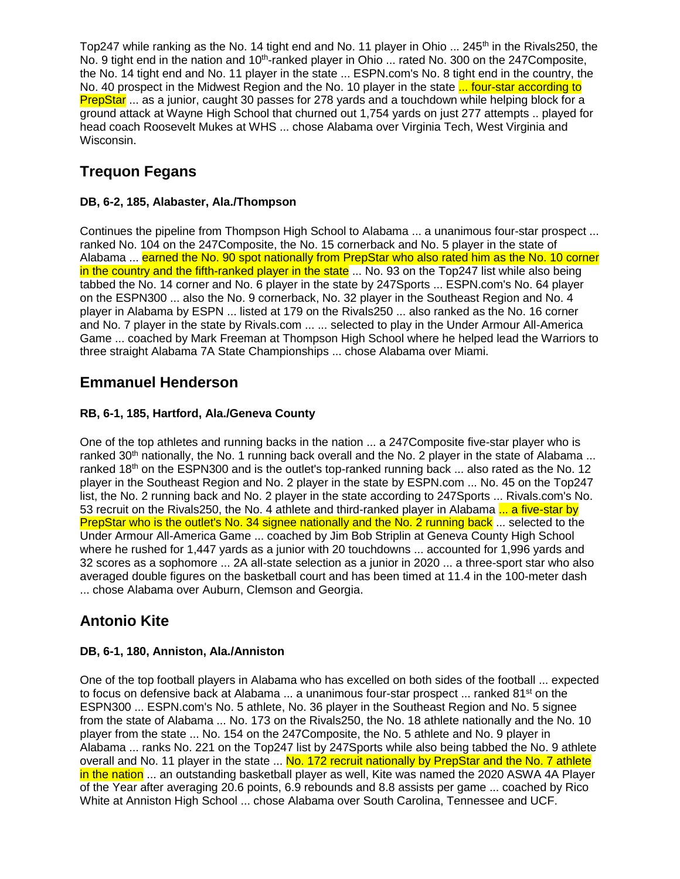Top247 while ranking as the No. 14 tight end and No. 11 player in Ohio ... 245th in the Rivals250, the No. 9 tight end in the nation and 10th-ranked player in Ohio ... rated No. 300 on the 247Composite, the No. 14 tight end and No. 11 player in the state ... ESPN.com's No. 8 tight end in the country, the No. 40 prospect in the Midwest Region and the No. 10 player in the state ... four-star according to PrepStar ... as a junior, caught 30 passes for 278 yards and a touchdown while helping block for a ground attack at Wayne High School that churned out 1,754 yards on just 277 attempts .. played for head coach Roosevelt Mukes at WHS ... chose Alabama over Virginia Tech, West Virginia and Wisconsin.

## Trequon Fegans

**DB, 6-2, 185, Alabaster, Ala./Thompson**

Continues the pipeline from Thompson High School to Alabama ... a unanimous four-star prospect ... ranked No. 104 on the 247Composite, the No. 15 cornerback and No. 5 player in the state of Alabama ... earned the No. 90 spot nationally from PrepStar who also rated him as the No. 10 corner in the country and the fifth-ranked player in the state ... No. 93 on the Top247 list while also being tabbed the No. 14 corner and No. 6 player in the state by 247Sports ... ESPN.com's No. 64 player on the ESPN300 ... also the No. 9 cornerback, No. 32 player in the Southeast Region and No. 4 player in Alabama by ESPN ... listed at 179 on the Rivals250 ... also ranked as the No. 16 corner and No. 7 player in the state by Rivals.com ... ... selected to play in the Under Armour All-America Game ... coached by Mark Freeman at Thompson High School where he helped lead the Warriors to three straight Alabama 7A State Championships ... chose Alabama over Miami.

## Emmanuel Henderson

**RB, 6-1, 185, Hartford, Ala./Geneva County**

One of the top athletes and running backs in the nation ... a 247Composite five-star player who is ranked 30th nationally, the No. 1 running back overall and the No. 2 player in the state of Alabama ... ranked 18th on the ESPN300 and is the outlet's top-ranked running back ... also rated as the No. 12 player in the Southeast Region and No. 2 player in the state by ESPN.com ... No. 45 on the Top247 list, the No. 2 running back and No. 2 player in the state according to 247Sports ... Rivals.com's No. 53 recruit on the Rivals250, the No. 4 athlete and third-ranked player in Alabama ... a five-star by PrepStar who is the outlet's No. 34 signee nationally and the No. 2 running back ... selected to the Under Armour All-America Game ... coached by Jim Bob Striplin at Geneva County High School where he rushed for 1,447 yards as a junior with 20 touchdowns ... accounted for 1,996 yards and 32 scores as a sophomore ... 2A all-state selection as a junior in 2020 ... a three-sport star who also averaged double figures on the basketball court and has been timed at 11.4 in the 100-meter dash ... chose Alabama over Auburn, Clemson and Georgia.

## Antonio Kite

**DB, 6-1, 180, Anniston, Ala./Anniston**

One of the top football players in Alabama who has excelled on both sides of the football ... expected to focus on defensive back at Alabama ... a unanimous four-star prospect ... ranked 81st on the ESPN300 ... ESPN.com's No. 5 athlete, No. 36 player in the Southeast Region and No. 5 signee from the state of Alabama ... No. 173 on the Rivals250, the No. 18 athlete nationally and the No. 10 player from the state ... No. 154 on the 247Composite, the No. 5 athlete and No. 9 player in Alabama ... ranks No. 221 on the Top247 list by 247Sports while also being tabbed the No. 9 athlete overall and No. 11 player in the state ... No. 172 recruit nationally by PrepStar and the No. 7 athlete in the nation ... an outstanding basketball player as well, Kite was named the 2020 ASWA 4A Player of the Year after averaging 20.6 points, 6.9 rebounds and 8.8 assists per game ... coached by Rico White at Anniston High School ... chose Alabama over South Carolina, Tennessee and UCF.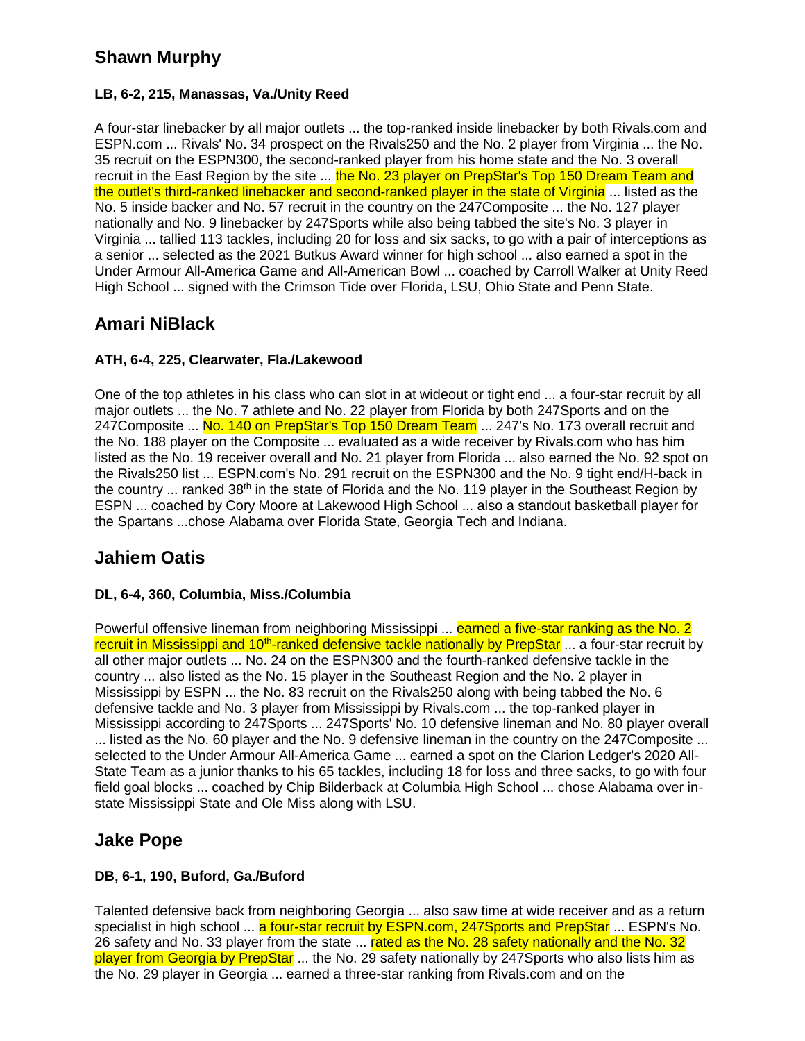## Shawn Murphy

**LB, 6-2, 215, Manassas, Va./Unity Reed**

A four-star linebacker by all major outlets ... the top-ranked inside linebacker by both Rivals.com and ESPN.com ... Rivals' No. 34 prospect on the Rivals250 and the No. 2 player from Virginia ... the No. 35 recruit on the ESPN300, the second-ranked player from his home state and the No. 3 overall recruit in the East Region by the site ... the No. 23 player on PrepStar's Top 150 Dream Team and the outlet's third-ranked linebacker and second-ranked player in the state of Virginia ... listed as the No. 5 inside backer and No. 57 recruit in the country on the 247Composite ... the No. 127 player nationally and No. 9 linebacker by 247Sports while also being tabbed the site's No. 3 player in Virginia ... tallied 113 tackles, including 20 for loss and six sacks, to go with a pair of interceptions as a senior ... selected as the 2021 Butkus Award winner for high school ... also earned a spot in the Under Armour All-America Game and All-American Bowl ... coached by Carroll Walker at Unity Reed High School ... signed with the Crimson Tide over Florida, LSU, Ohio State and Penn State.

## Amari NiBlack

**ATH, 6-4, 225, Clearwater, Fla./Lakewood**

One of the top athletes in his class who can slot in at wideout or tight end ... a four-star recruit by all major outlets ... the No. 7 athlete and No. 22 player from Florida by both 247Sports and on the 247Composite ... No. 140 on PrepStar's Top 150 Dream Team ... 247's No. 173 overall recruit and the No. 188 player on the Composite ... evaluated as a wide receiver by Rivals.com who has him listed as the No. 19 receiver overall and No. 21 player from Florida ... also earned the No. 92 spot on the Rivals250 list ... ESPN.com's No. 291 recruit on the ESPN300 and the No. 9 tight end/H-back in the country ... ranked 38th in the state of Florida and the No. 119 player in the Southeast Region by ESPN ... coached by Cory Moore at Lakewood High School ... also a standout basketball player for the Spartans ...chose Alabama over Florida State, Georgia Tech and Indiana.

## Jahiem Oatis

**DL, 6-4, 360, Columbia, Miss./Columbia**

Powerful offensive lineman from neighboring Mississippi ... earned a five-star ranking as the No. 2 recruit in Mississippi and 10th-ranked defensive tackle nationally by PrepStar ... a four-star recruit by all other major outlets ... No. 24 on the ESPN300 and the fourth-ranked defensive tackle in the country ... also listed as the No. 15 player in the Southeast Region and the No. 2 player in Mississippi by ESPN ... the No. 83 recruit on the Rivals250 along with being tabbed the No. 6 defensive tackle and No. 3 player from Mississippi by Rivals.com ... the top-ranked player in Mississippi according to 247Sports ... 247Sports' No. 10 defensive lineman and No. 80 player overall ... listed as the No. 60 player and the No. 9 defensive lineman in the country on the 247Composite ... selected to the Under Armour All-America Game ... earned a spot on the Clarion Ledger's 2020 All-State Team as a junior thanks to his 65 tackles, including 18 for loss and three sacks, to go with four field goal blocks ... coached by Chip Bilderback at Columbia High School ... chose Alabama over in-state Mississippi State and Ole Miss along with LSU.

## Jake Pope

**DB, 6-1, 190, Buford, Ga./Buford**

Talented defensive back from neighboring Georgia ... also saw time at wide receiver and as a return specialist in high school ... a four-star recruit by ESPN.com, 247Sports and PrepStar ... ESPN's No. 26 safety and No. 33 player from the state ... rated as the No. 28 safety nationally and the No. 32 player from Georgia by PrepStar ... the No. 29 safety nationally by 247Sports who also lists him as the No. 29 player in Georgia ... earned a three-star ranking from Rivals.com and on the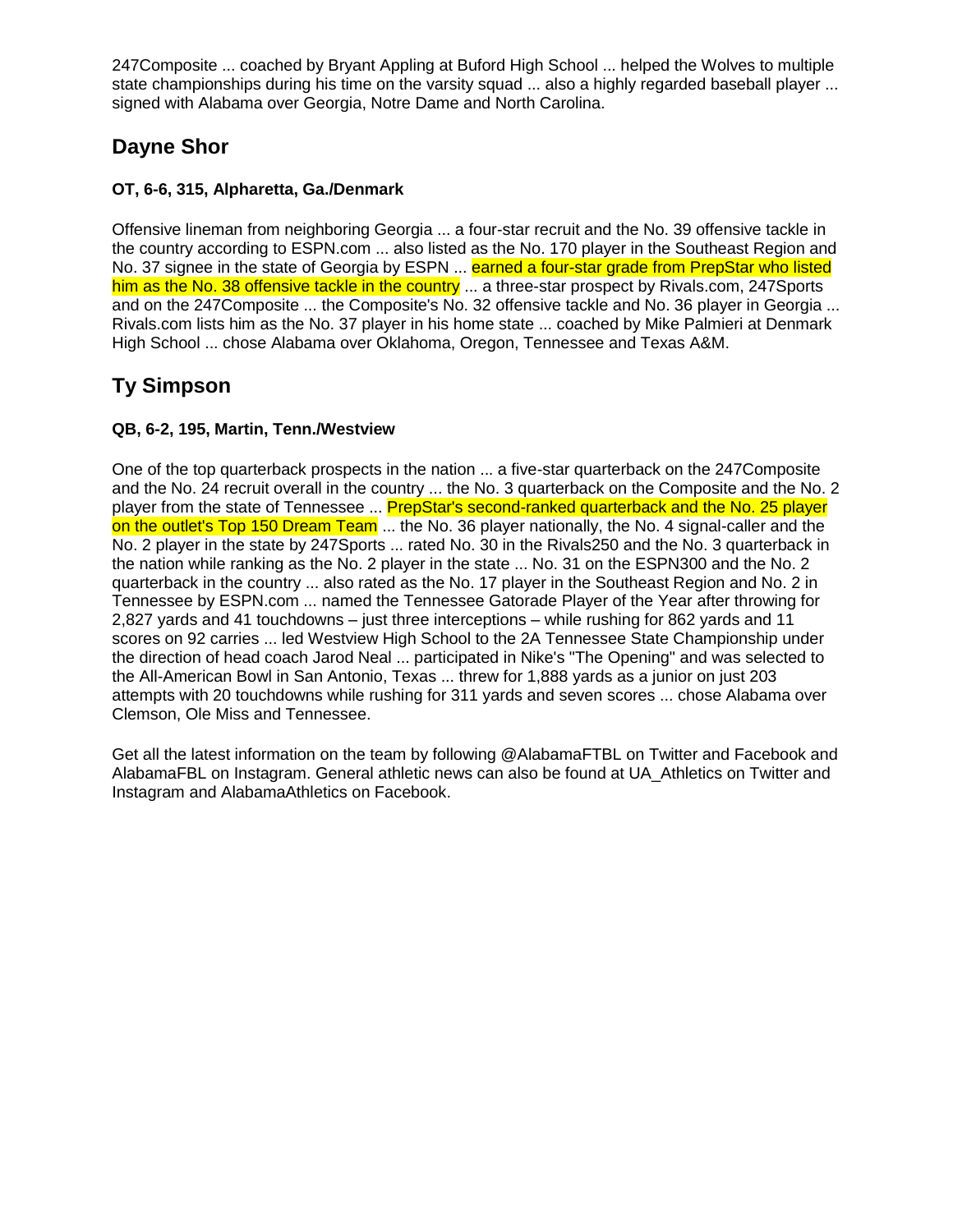247Composite ... coached by Bryant Appling at Buford High School ... helped the Wolves to multiple state championships during his time on the varsity squad ... also a highly regarded baseball player ... signed with Alabama over Georgia, Notre Dame and North Carolina.

## Dayne Shor

**OT, 6-6, 315, Alpharetta, Ga./Denmark**

Offensive lineman from neighboring Georgia ... a four-star recruit and the No. 39 offensive tackle in the country according to ESPN.com ... also listed as the No. 170 player in the Southeast Region and No. 37 signee in the state of Georgia by ESPN ... earned a four-star grade from PrepStar who listed him as the No. 38 offensive tackle in the country ... a three-star prospect by Rivals.com, 247Sports and on the 247Composite ... the Composite's No. 32 offensive tackle and No. 36 player in Georgia ... Rivals.com lists him as the No. 37 player in his home state ... coached by Mike Palmieri at Denmark High School ... chose Alabama over Oklahoma, Oregon, Tennessee and Texas A&M.

## Ty Simpson

**QB, 6-2, 195, Martin, Tenn./Westview**

One of the top quarterback prospects in the nation ... a five-star quarterback on the 247Composite and the No. 24 recruit overall in the country ... the No. 3 quarterback on the Composite and the No. 2 player from the state of Tennessee ... PrepStar's second-ranked quarterback and the No. 25 player on the outlet's Top 150 Dream Team ... the No. 36 player nationally, the No. 4 signal-caller and the No. 2 player in the state by 247Sports ... rated No. 30 in the Rivals250 and the No. 3 quarterback in the nation while ranking as the No. 2 player in the state ... No. 31 on the ESPN300 and the No. 2 quarterback in the country ... also rated as the No. 17 player in the Southeast Region and No. 2 in Tennessee by ESPN.com ... named the Tennessee Gatorade Player of the Year after throwing for 2,827 yards and 41 touchdowns – just three interceptions – while rushing for 862 yards and 11 scores on 92 carries ... led Westview High School to the 2A Tennessee State Championship under the direction of head coach Jarod Neal ... participated in Nike's "The Opening" and was selected to the All-American Bowl in San Antonio, Texas ... threw for 1,888 yards as a junior on just 203 attempts with 20 touchdowns while rushing for 311 yards and seven scores ... chose Alabama over Clemson, Ole Miss and Tennessee.

Get all the latest information on the team by following @AlabamaFTBL on Twitter and Facebook and AlabamaFBL on Instagram. General athletic news can also be found at UA_Athletics on Twitter and Instagram and AlabamaAthletics on Facebook.